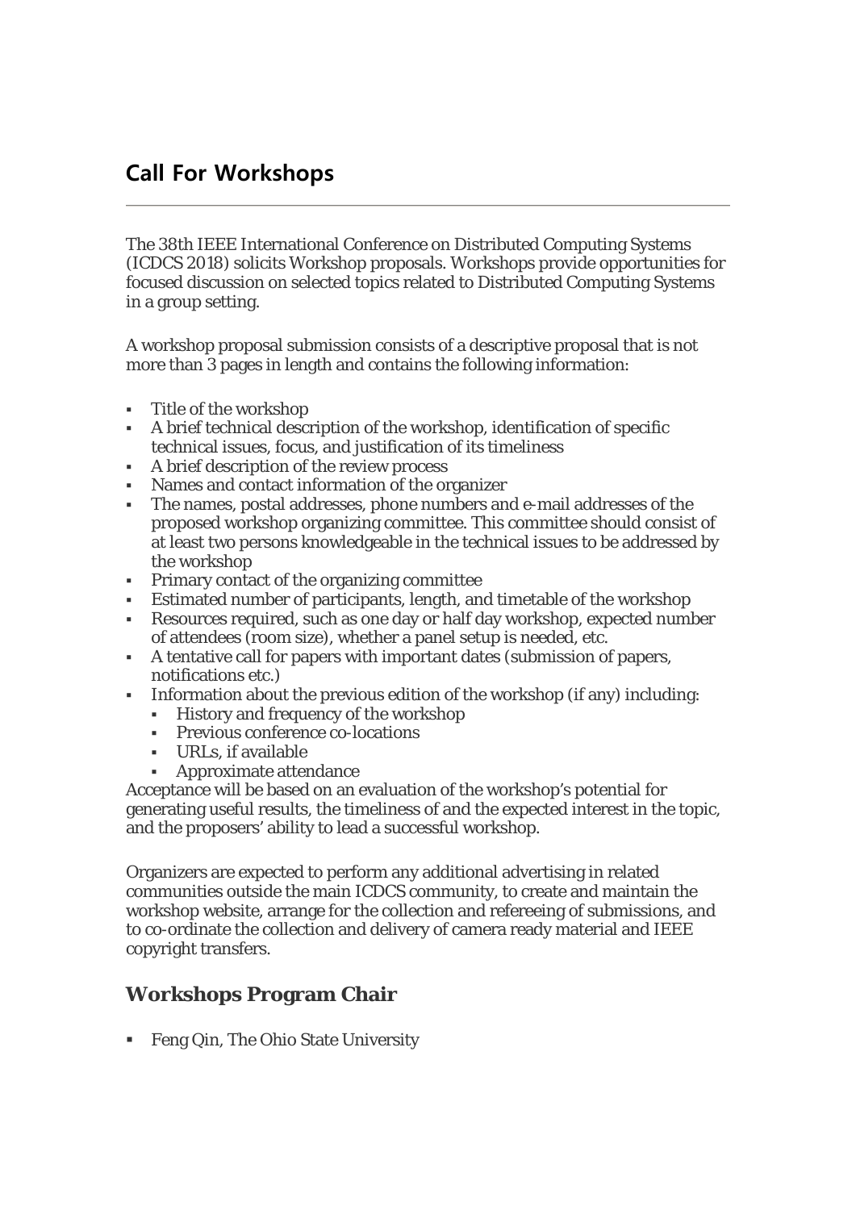# Call For Workshops

The 38th IEEE International Conference on Distributed Computing Systems (ICDCS 2018) solicits Workshop proposals. Workshops provide opportunities for focused discussion on selected topics related to Distributed Computing Systems in a group setting.

A workshop proposal submission consists of a descriptive proposal that is not more than 3 pages in length and contains the following information:

- Title of the workshop
- A brief technical description of the workshop, identification of specific technical issues, focus, and justification of its timeliness
- A brief description of the review process
- Names and contact information of the organizer
- The names, postal addresses, phone numbers and e-mail addresses of the proposed workshop organizing committee. This committee should consist of at least two persons knowledgeable in the technical issues to be addressed by the workshop
- Primary contact of the organizing committee
- Estimated number of participants, length, and timetable of the workshop
- Resources required, such as one day or half day workshop, expected number of attendees (room size), whether a panel setup is needed, etc.
- A tentative call for papers with important dates (submission of papers, notifications etc.)
- Information about the previous edition of the workshop (if any) including:
  - History and frequency of the workshop
  - Previous conference co-locations
  - URLs, if available
  - Approximate attendance

Acceptance will be based on an evaluation of the workshop's potential for generating useful results, the timeliness of and the expected interest in the topic, and the proposers' ability to lead a successful workshop.

Organizers are expected to perform any additional advertising in related communities outside the main ICDCS community, to create and maintain the workshop website, arrange for the collection and refereeing of submissions, and to co-ordinate the collection and delivery of camera ready material and IEEE copyright transfers.

## Workshops Program Chair

- Feng Qin, The Ohio State University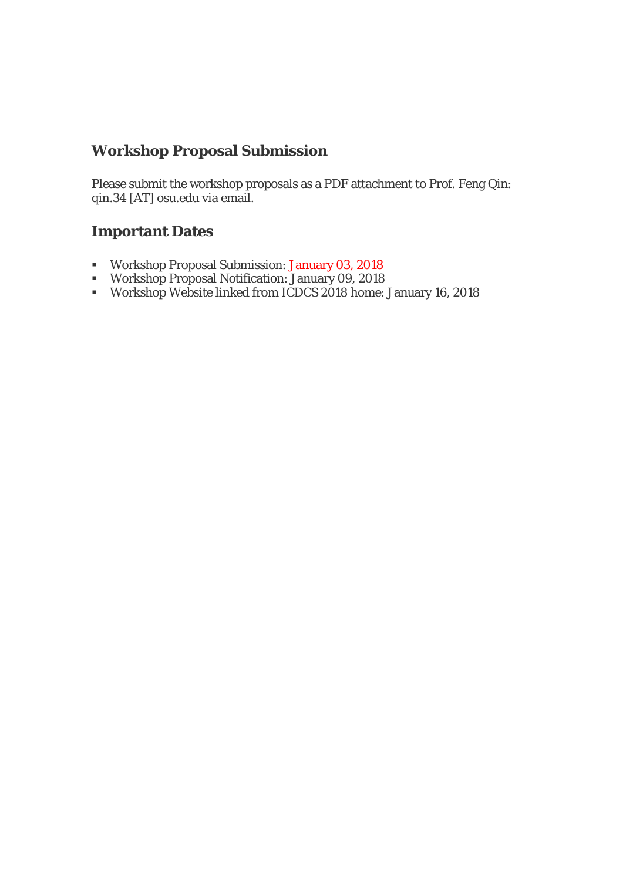## Workshop Proposal Submission

Please submit the workshop proposals as a PDF attachment to Prof. Feng Qin: qin.34 [AT] osu.edu via email.

## Important Dates

- Workshop Proposal Submission: January 03, 2018
- Workshop Proposal Notification: January 09, 2018
- Workshop Website linked from ICDCS 2018 home: January 16, 2018